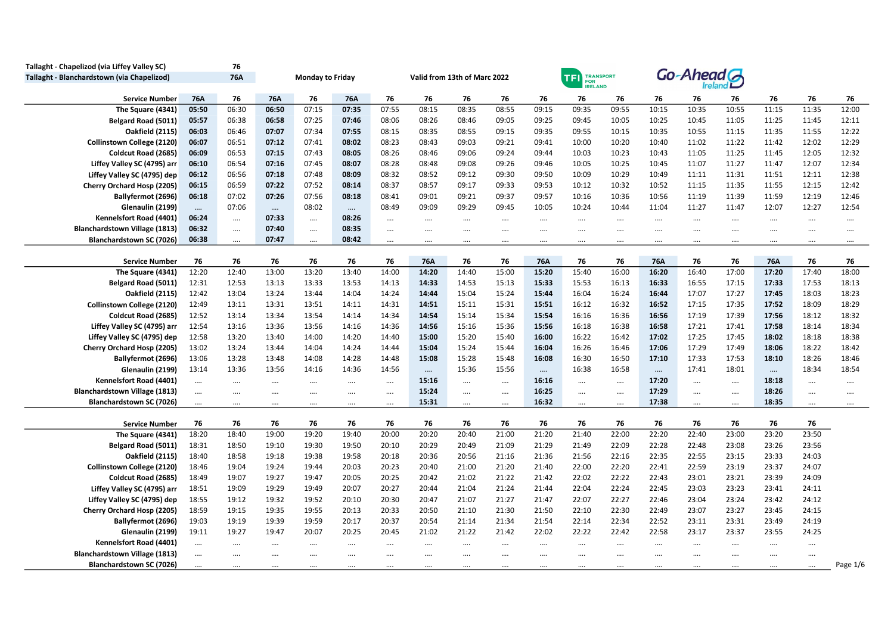Tallaght - Chapelizod (via Liffey Valley SC) **76**

Tallaght - Blanchardstown (via Chapelizod) **76A**

**Monday to Friday**

**Valid from 13th of Marc 2022**

TFI Transport for Ireland

Go-Ahead Ireland

| Service Number | 76A | 76 | 76A | 76 | 76A | 76 | 76 | 76 | 76 | 76 | 76 | 76 | 76 | 76 | 76 | 76 | 76 | 76 |
|---|---|---|---|---|---|---|---|---|---|---|---|---|---|---|---|---|---|---|
| The Square (4341) | **05:50** | 06:30 | **06:50** | 07:15 | **07:35** | 07:55 | 08:15 | 08:35 | 08:55 | 09:15 | 09:35 | 09:55 | 10:15 | 10:35 | 10:55 | 11:15 | 11:35 | 12:00 |
| Belgard Road (5011) | **05:57** | 06:38 | **06:58** | 07:25 | **07:46** | 08:06 | 08:26 | 08:46 | 09:05 | 09:25 | 09:45 | 10:05 | 10:25 | 10:45 | 11:05 | 11:25 | 11:45 | 12:11 |
| Oakfield (2115) | **06:03** | 06:46 | **07:07** | 07:34 | **07:55** | 08:15 | 08:35 | 08:55 | 09:15 | 09:35 | 09:55 | 10:15 | 10:35 | 10:55 | 11:15 | 11:35 | 11:55 | 12:22 |
| Collinstown College (2120) | **06:07** | 06:51 | **07:12** | 07:41 | **08:02** | 08:23 | 08:43 | 09:03 | 09:21 | 09:41 | 10:00 | 10:20 | 10:40 | 11:02 | 11:22 | 11:42 | 12:02 | 12:29 |
| Coldcut Road (2685) | **06:09** | 06:53 | **07:15** | 07:43 | **08:05** | 08:26 | 08:46 | 09:06 | 09:24 | 09:44 | 10:03 | 10:23 | 10:43 | 11:05 | 11:25 | 11:45 | 12:05 | 12:32 |
| Liffey Valley SC (4795) arr | **06:10** | 06:54 | **07:16** | 07:45 | **08:07** | 08:28 | 08:48 | 09:08 | 09:26 | 09:46 | 10:05 | 10:25 | 10:45 | 11:07 | 11:27 | 11:47 | 12:07 | 12:34 |
| Liffey Valley SC (4795) dep | **06:12** | 06:56 | **07:18** | 07:48 | **08:09** | 08:32 | 08:52 | 09:12 | 09:30 | 09:50 | 10:09 | 10:29 | 10:49 | 11:11 | 11:31 | 11:51 | 12:11 | 12:38 |
| Cherry Orchard Hosp (2205) | **06:15** | 06:59 | **07:22** | 07:52 | **08:14** | 08:37 | 08:57 | 09:17 | 09:33 | 09:53 | 10:12 | 10:32 | 10:52 | 11:15 | 11:35 | 11:55 | 12:15 | 12:42 |
| Ballyfermot (2696) | **06:18** | 07:02 | **07:26** | 07:56 | **08:18** | 08:41 | 09:01 | 09:21 | 09:37 | 09:57 | 10:16 | 10:36 | 10:56 | 11:19 | 11:39 | 11:59 | 12:19 | 12:46 |
| Glenaulin (2199) | .... | 07:06 | .... | 08:02 | .... | 08:49 | 09:09 | 09:29 | 09:45 | 10:05 | 10:24 | 10:44 | 11:04 | 11:27 | 11:47 | 12:07 | 12:27 | 12:54 |
| Kennelsfort Road (4401) | **06:24** | .... | **07:33** | .... | **08:26** | .... | .... | .... | .... | .... | .... | .... | .... | .... | .... | .... | .... | .... |
| Blanchardstown Village (1813) | **06:32** | .... | **07:40** | .... | **08:35** | .... | .... | .... | .... | .... | .... | .... | .... | .... | .... | .... | .... | .... |
| Blanchardstown SC (7026) | **06:38** | .... | **07:47** | .... | **08:42** | .... | .... | .... | .... | .... | .... | .... | .... | .... | .... | .... | .... | .... |

| Service Number | 76 | 76 | 76 | 76 | 76 | 76 | 76A | 76 | 76 | 76A | 76 | 76 | 76A | 76 | 76 | 76A | 76 | 76 |
|---|---|---|---|---|---|---|---|---|---|---|---|---|---|---|---|---|---|---|
| The Square (4341) | 12:20 | 12:40 | 13:00 | 13:20 | 13:40 | 14:00 | **14:20** | 14:40 | 15:00 | **15:20** | 15:40 | 16:00 | **16:20** | 16:40 | 17:00 | **17:20** | 17:40 | 18:00 |
| Belgard Road (5011) | 12:31 | 12:53 | 13:13 | 13:33 | 13:53 | 14:13 | **14:33** | 14:53 | 15:13 | **15:33** | 15:53 | 16:13 | **16:33** | 16:55 | 17:15 | **17:33** | 17:53 | 18:13 |
| Oakfield (2115) | 12:42 | 13:04 | 13:24 | 13:44 | 14:04 | 14:24 | **14:44** | 15:04 | 15:24 | **15:44** | 16:04 | 16:24 | **16:44** | 17:07 | 17:27 | **17:45** | 18:03 | 18:23 |
| Collinstown College (2120) | 12:49 | 13:11 | 13:31 | 13:51 | 14:11 | 14:31 | **14:51** | 15:11 | 15:31 | **15:51** | 16:12 | 16:32 | **16:52** | 17:15 | 17:35 | **17:52** | 18:09 | 18:29 |
| Coldcut Road (2685) | 12:52 | 13:14 | 13:34 | 13:54 | 14:14 | 14:34 | **14:54** | 15:14 | 15:34 | **15:54** | 16:16 | 16:36 | **16:56** | 17:19 | 17:39 | **17:56** | 18:12 | 18:32 |
| Liffey Valley SC (4795) arr | 12:54 | 13:16 | 13:36 | 13:56 | 14:16 | 14:36 | **14:56** | 15:16 | 15:36 | **15:56** | 16:18 | 16:38 | **16:58** | 17:21 | 17:41 | **17:58** | 18:14 | 18:34 |
| Liffey Valley SC (4795) dep | 12:58 | 13:20 | 13:40 | 14:00 | 14:20 | 14:40 | **15:00** | 15:20 | 15:40 | **16:00** | 16:22 | 16:42 | **17:02** | 17:25 | 17:45 | **18:02** | 18:18 | 18:38 |
| Cherry Orchard Hosp (2205) | 13:02 | 13:24 | 13:44 | 14:04 | 14:24 | 14:44 | **15:04** | 15:24 | 15:44 | **16:04** | 16:26 | 16:46 | **17:06** | 17:29 | 17:49 | **18:06** | 18:22 | 18:42 |
| Ballyfermot (2696) | 13:06 | 13:28 | 13:48 | 14:08 | 14:28 | 14:48 | **15:08** | 15:28 | 15:48 | **16:08** | 16:30 | 16:50 | **17:10** | 17:33 | 17:53 | **18:10** | 18:26 | 18:46 |
| Glenaulin (2199) | 13:14 | 13:36 | 13:56 | 14:16 | 14:36 | 14:56 | .... | 15:36 | 15:56 | .... | 16:38 | 16:58 | .... | 17:41 | 18:01 | .... | 18:34 | 18:54 |
| Kennelsfort Road (4401) | .... | .... | .... | .... | .... | .... | **15:16** | .... | .... | **16:16** | .... | .... | **17:20** | .... | .... | **18:18** | .... | .... |
| Blanchardstown Village (1813) | .... | .... | .... | .... | .... | .... | **15:24** | .... | .... | **16:25** | .... | .... | **17:29** | .... | .... | **18:26** | .... | .... |
| Blanchardstown SC (7026) | .... | .... | .... | .... | .... | .... | **15:31** | .... | .... | **16:32** | .... | .... | **17:38** | .... | .... | **18:35** | .... | .... |

| Service Number | 76 | 76 | 76 | 76 | 76 | 76 | 76 | 76 | 76 | 76 | 76 | 76 | 76 | 76 | 76 | 76 | 76 |
|---|---|---|---|---|---|---|---|---|---|---|---|---|---|---|---|---|---|
| The Square (4341) | 18:20 | 18:40 | 19:00 | 19:20 | 19:40 | 20:00 | 20:20 | 20:40 | 21:00 | 21:20 | 21:40 | 22:00 | 22:20 | 22:40 | 23:00 | 23:20 | 23:50 |
| Belgard Road (5011) | 18:31 | 18:50 | 19:10 | 19:30 | 19:50 | 20:10 | 20:29 | 20:49 | 21:09 | 21:29 | 21:49 | 22:09 | 22:28 | 22:48 | 23:08 | 23:26 | 23:56 |
| Oakfield (2115) | 18:40 | 18:58 | 19:18 | 19:38 | 19:58 | 20:18 | 20:36 | 20:56 | 21:16 | 21:36 | 21:56 | 22:16 | 22:35 | 22:55 | 23:15 | 23:33 | 24:03 |
| Collinstown College (2120) | 18:46 | 19:04 | 19:24 | 19:44 | 20:03 | 20:23 | 20:40 | 21:00 | 21:20 | 21:40 | 22:00 | 22:20 | 22:41 | 22:59 | 23:19 | 23:37 | 24:07 |
| Coldcut Road (2685) | 18:49 | 19:07 | 19:27 | 19:47 | 20:05 | 20:25 | 20:42 | 21:02 | 21:22 | 21:42 | 22:02 | 22:22 | 22:43 | 23:01 | 23:21 | 23:39 | 24:09 |
| Liffey Valley SC (4795) arr | 18:51 | 19:09 | 19:29 | 19:49 | 20:07 | 20:27 | 20:44 | 21:04 | 21:24 | 21:44 | 22:04 | 22:24 | 22:45 | 23:03 | 23:23 | 23:41 | 24:11 |
| Liffey Valley SC (4795) dep | 18:55 | 19:12 | 19:32 | 19:52 | 20:10 | 20:30 | 20:47 | 21:07 | 21:27 | 21:47 | 22:07 | 22:27 | 22:46 | 23:04 | 23:24 | 23:42 | 24:12 |
| Cherry Orchard Hosp (2205) | 18:59 | 19:15 | 19:35 | 19:55 | 20:13 | 20:33 | 20:50 | 21:10 | 21:30 | 21:50 | 22:10 | 22:30 | 22:49 | 23:07 | 23:27 | 23:45 | 24:15 |
| Ballyfermot (2696) | 19:03 | 19:19 | 19:39 | 19:59 | 20:17 | 20:37 | 20:54 | 21:14 | 21:34 | 21:54 | 22:14 | 22:34 | 22:52 | 23:11 | 23:31 | 23:49 | 24:19 |
| Glenaulin (2199) | 19:11 | 19:27 | 19:47 | 20:07 | 20:25 | 20:45 | 21:02 | 21:22 | 21:42 | 22:02 | 22:22 | 22:42 | 22:58 | 23:17 | 23:37 | 23:55 | 24:25 |
| Kennelsfort Road (4401) | .... | .... | .... | .... | .... | .... | .... | .... | .... | .... | .... | .... | .... | .... | .... | .... | .... |
| Blanchardstown Village (1813) | .... | .... | .... | .... | .... | .... | .... | .... | .... | .... | .... | .... | .... | .... | .... | .... | .... |
| Blanchardstown SC (7026) | .... | .... | .... | .... | .... | .... | .... | .... | .... | .... | .... | .... | .... | .... | .... | .... | .... |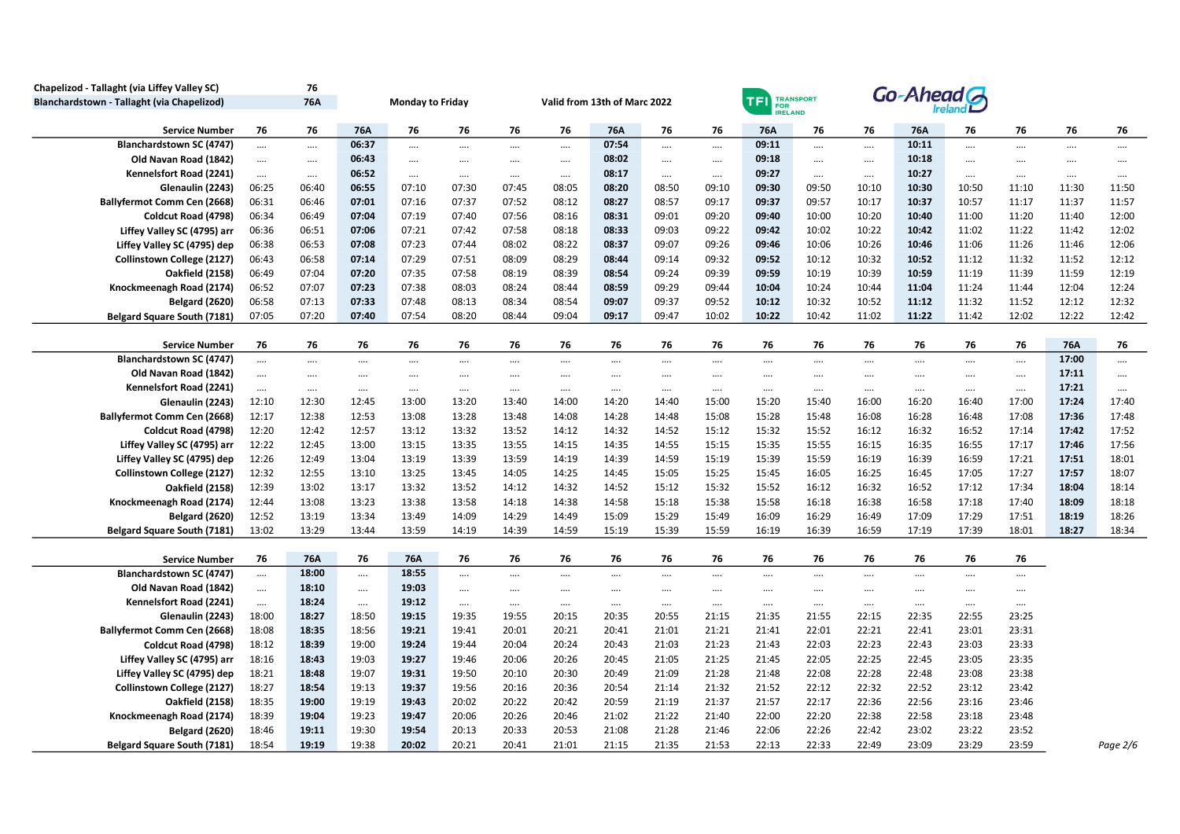Chapelizod - Tallaght (via Liffey Valley SC) **76**

Blanchardstown - Tallaght (via Chapelizod) **76A**

Monday to Friday

Valid from 13th of Marc 2022

TFI Transport for Ireland

Go-Ahead Ireland

| Service Number | 76 | 76 | 76A | 76 | 76 | 76 | 76 | 76A | 76 | 76 | 76A | 76 | 76 | 76A | 76 | 76 | 76 | 76 |
|---|---|---|---|---|---|---|---|---|---|---|---|---|---|---|---|---|---|---|
| Blanchardstown SC (4747) | .... | .... | 06:37 | .... | .... | .... | .... | 07:54 | .... | .... | 09:11 | .... | .... | 10:11 | .... | .... | .... | .... |
| Old Navan Road (1842) | .... | .... | 06:43 | .... | .... | .... | .... | 08:02 | .... | .... | 09:18 | .... | .... | 10:18 | .... | .... | .... | .... |
| Kennelsfort Road (2241) | .... | .... | 06:52 | .... | .... | .... | .... | 08:17 | .... | .... | 09:27 | .... | .... | 10:27 | .... | .... | .... | .... |
| Glenaulin (2243) | 06:25 | 06:40 | 06:55 | 07:10 | 07:30 | 07:45 | 08:05 | 08:20 | 08:50 | 09:10 | 09:30 | 09:50 | 10:10 | 10:30 | 10:50 | 11:10 | 11:30 | 11:50 |
| Ballyfermot Comm Cen (2668) | 06:31 | 06:46 | 07:01 | 07:16 | 07:37 | 07:52 | 08:12 | 08:27 | 08:57 | 09:17 | 09:37 | 09:57 | 10:17 | 10:37 | 10:57 | 11:17 | 11:37 | 11:57 |
| Coldcut Road (4798) | 06:34 | 06:49 | 07:04 | 07:19 | 07:40 | 07:56 | 08:16 | 08:31 | 09:01 | 09:20 | 09:40 | 10:00 | 10:20 | 10:40 | 11:00 | 11:20 | 11:40 | 12:00 |
| Liffey Valley SC (4795) arr | 06:36 | 06:51 | 07:06 | 07:21 | 07:42 | 07:58 | 08:18 | 08:33 | 09:03 | 09:22 | 09:42 | 10:02 | 10:22 | 10:42 | 11:02 | 11:22 | 11:42 | 12:02 |
| Liffey Valley SC (4795) dep | 06:38 | 06:53 | 07:08 | 07:23 | 07:44 | 08:02 | 08:22 | 08:37 | 09:07 | 09:26 | 09:46 | 10:06 | 10:26 | 10:46 | 11:06 | 11:26 | 11:46 | 12:06 |
| Collinstown College (2127) | 06:43 | 06:58 | 07:14 | 07:29 | 07:51 | 08:09 | 08:29 | 08:44 | 09:14 | 09:32 | 09:52 | 10:12 | 10:32 | 10:52 | 11:12 | 11:32 | 11:52 | 12:12 |
| Oakfield (2158) | 06:49 | 07:04 | 07:20 | 07:35 | 07:58 | 08:19 | 08:39 | 08:54 | 09:24 | 09:39 | 09:59 | 10:19 | 10:39 | 10:59 | 11:19 | 11:39 | 11:59 | 12:19 |
| Knockmeenagh Road (2174) | 06:52 | 07:07 | 07:23 | 07:38 | 08:03 | 08:24 | 08:44 | 08:59 | 09:29 | 09:44 | 10:04 | 10:24 | 10:44 | 11:04 | 11:24 | 11:44 | 12:04 | 12:24 |
| Belgard (2620) | 06:58 | 07:13 | 07:33 | 07:48 | 08:13 | 08:34 | 08:54 | 09:07 | 09:37 | 09:52 | 10:12 | 10:32 | 10:52 | 11:12 | 11:32 | 11:52 | 12:12 | 12:32 |
| Belgard Square South (7181) | 07:05 | 07:20 | 07:40 | 07:54 | 08:20 | 08:44 | 09:04 | 09:17 | 09:47 | 10:02 | 10:22 | 10:42 | 11:02 | 11:22 | 11:42 | 12:02 | 12:22 | 12:42 |

| Service Number | 76 | 76 | 76 | 76 | 76 | 76 | 76 | 76 | 76 | 76 | 76 | 76 | 76 | 76 | 76 | 76 | 76A | 76 |
|---|---|---|---|---|---|---|---|---|---|---|---|---|---|---|---|---|---|---|
| Blanchardstown SC (4747) | .... | .... | .... | .... | .... | .... | .... | .... | .... | .... | .... | .... | .... | .... | .... | .... | 17:00 | .... |
| Old Navan Road (1842) | .... | .... | .... | .... | .... | .... | .... | .... | .... | .... | .... | .... | .... | .... | .... | .... | 17:11 | .... |
| Kennelsfort Road (2241) | .... | .... | .... | .... | .... | .... | .... | .... | .... | .... | .... | .... | .... | .... | .... | .... | 17:21 | .... |
| Glenaulin (2243) | 12:10 | 12:30 | 12:45 | 13:00 | 13:20 | 13:40 | 14:00 | 14:20 | 14:40 | 15:00 | 15:20 | 15:40 | 16:00 | 16:20 | 16:40 | 17:00 | 17:24 | 17:40 |
| Ballyfermot Comm Cen (2668) | 12:17 | 12:38 | 12:53 | 13:08 | 13:28 | 13:48 | 14:08 | 14:28 | 14:48 | 15:08 | 15:28 | 15:48 | 16:08 | 16:28 | 16:48 | 17:08 | 17:36 | 17:48 |
| Coldcut Road (4798) | 12:20 | 12:42 | 12:57 | 13:12 | 13:32 | 13:52 | 14:12 | 14:32 | 14:52 | 15:12 | 15:32 | 15:52 | 16:12 | 16:32 | 16:52 | 17:14 | 17:42 | 17:52 |
| Liffey Valley SC (4795) arr | 12:22 | 12:45 | 13:00 | 13:15 | 13:35 | 13:55 | 14:15 | 14:35 | 14:55 | 15:15 | 15:35 | 15:55 | 16:15 | 16:35 | 16:55 | 17:17 | 17:46 | 17:56 |
| Liffey Valley SC (4795) dep | 12:26 | 12:49 | 13:04 | 13:19 | 13:39 | 13:59 | 14:19 | 14:39 | 14:59 | 15:19 | 15:39 | 15:59 | 16:19 | 16:39 | 16:59 | 17:21 | 17:51 | 18:01 |
| Collinstown College (2127) | 12:32 | 12:55 | 13:10 | 13:25 | 13:45 | 14:05 | 14:25 | 14:45 | 15:05 | 15:25 | 15:45 | 16:05 | 16:25 | 16:45 | 17:05 | 17:27 | 17:57 | 18:07 |
| Oakfield (2158) | 12:39 | 13:02 | 13:17 | 13:32 | 13:52 | 14:12 | 14:32 | 14:52 | 15:12 | 15:32 | 15:52 | 16:12 | 16:32 | 16:52 | 17:12 | 17:34 | 18:04 | 18:14 |
| Knockmeenagh Road (2174) | 12:44 | 13:08 | 13:23 | 13:38 | 13:58 | 14:18 | 14:38 | 14:58 | 15:18 | 15:38 | 15:58 | 16:18 | 16:38 | 16:58 | 17:18 | 17:40 | 18:09 | 18:18 |
| Belgard (2620) | 12:52 | 13:19 | 13:34 | 13:49 | 14:09 | 14:29 | 14:49 | 15:09 | 15:29 | 15:49 | 16:09 | 16:29 | 16:49 | 17:09 | 17:29 | 17:51 | 18:19 | 18:26 |
| Belgard Square South (7181) | 13:02 | 13:29 | 13:44 | 13:59 | 14:19 | 14:39 | 14:59 | 15:19 | 15:39 | 15:59 | 16:19 | 16:39 | 16:59 | 17:19 | 17:39 | 18:01 | 18:27 | 18:34 |

| Service Number | 76 | 76A | 76 | 76A | 76 | 76 | 76 | 76 | 76 | 76 | 76 | 76 | 76 | 76 | 76 | 76 |
|---|---|---|---|---|---|---|---|---|---|---|---|---|---|---|---|---|
| Blanchardstown SC (4747) | .... | 18:00 | .... | 18:55 | .... | .... | .... | .... | .... | .... | .... | .... | .... | .... | .... | .... |
| Old Navan Road (1842) | .... | 18:10 | .... | 19:03 | .... | .... | .... | .... | .... | .... | .... | .... | .... | .... | .... | .... |
| Kennelsfort Road (2241) | .... | 18:24 | .... | 19:12 | .... | .... | .... | .... | .... | .... | .... | .... | .... | .... | .... | .... |
| Glenaulin (2243) | 18:00 | 18:27 | 18:50 | 19:15 | 19:35 | 19:55 | 20:15 | 20:35 | 20:55 | 21:15 | 21:35 | 21:55 | 22:15 | 22:35 | 22:55 | 23:25 |
| Ballyfermot Comm Cen (2668) | 18:08 | 18:35 | 18:56 | 19:21 | 19:41 | 20:01 | 20:21 | 20:41 | 21:01 | 21:21 | 21:41 | 22:01 | 22:21 | 22:41 | 23:01 | 23:31 |
| Coldcut Road (4798) | 18:12 | 18:39 | 19:00 | 19:24 | 19:44 | 20:04 | 20:24 | 20:43 | 21:03 | 21:23 | 21:43 | 22:03 | 22:23 | 22:43 | 23:03 | 23:33 |
| Liffey Valley SC (4795) arr | 18:16 | 18:43 | 19:03 | 19:27 | 19:46 | 20:06 | 20:26 | 20:45 | 21:05 | 21:25 | 21:45 | 22:05 | 22:25 | 22:45 | 23:05 | 23:35 |
| Liffey Valley SC (4795) dep | 18:21 | 18:48 | 19:07 | 19:31 | 19:50 | 20:10 | 20:30 | 20:49 | 21:09 | 21:28 | 21:48 | 22:08 | 22:28 | 22:48 | 23:08 | 23:38 |
| Collinstown College (2127) | 18:27 | 18:54 | 19:13 | 19:37 | 19:56 | 20:16 | 20:36 | 20:54 | 21:14 | 21:32 | 21:52 | 22:12 | 22:32 | 22:52 | 23:12 | 23:42 |
| Oakfield (2158) | 18:35 | 19:00 | 19:19 | 19:43 | 20:02 | 20:22 | 20:42 | 20:59 | 21:19 | 21:37 | 21:57 | 22:17 | 22:36 | 22:56 | 23:16 | 23:46 |
| Knockmeenagh Road (2174) | 18:39 | 19:04 | 19:23 | 19:47 | 20:06 | 20:26 | 20:46 | 21:02 | 21:22 | 21:40 | 22:00 | 22:20 | 22:38 | 22:58 | 23:18 | 23:48 |
| Belgard (2620) | 18:46 | 19:11 | 19:30 | 19:54 | 20:13 | 20:33 | 20:53 | 21:08 | 21:28 | 21:46 | 22:06 | 22:26 | 22:42 | 23:02 | 23:22 | 23:52 |
| Belgard Square South (7181) | 18:54 | 19:19 | 19:38 | 20:02 | 20:21 | 20:41 | 21:01 | 21:15 | 21:35 | 21:53 | 22:13 | 22:33 | 22:49 | 23:09 | 23:29 | 23:59 |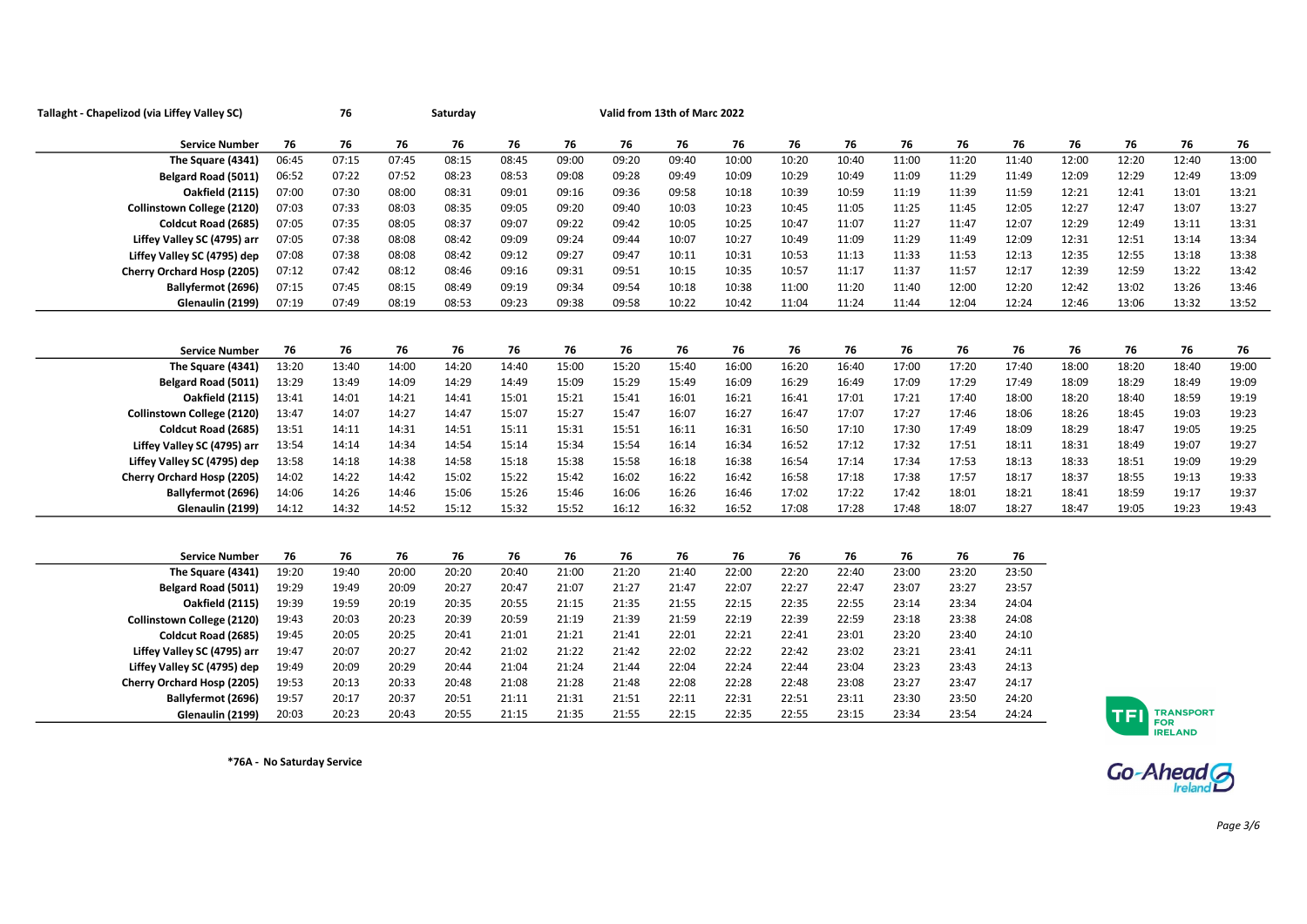**Tallaght - Chapelizod (via Liffey Valley SC)** **76** **Saturday** **Valid from 13th of Marc 2022**

| Service Number | 76 | 76 | 76 | 76 | 76 | 76 | 76 | 76 | 76 | 76 | 76 | 76 | 76 | 76 | 76 | 76 | 76 | 76 |
|---|---|---|---|---|---|---|---|---|---|---|---|---|---|---|---|---|---|---|
| The Square (4341) | 06:45 | 07:15 | 07:45 | 08:15 | 08:45 | 09:00 | 09:20 | 09:40 | 10:00 | 10:20 | 10:40 | 11:00 | 11:20 | 11:40 | 12:00 | 12:20 | 12:40 | 13:00 |
| Belgard Road (5011) | 06:52 | 07:22 | 07:52 | 08:23 | 08:53 | 09:08 | 09:28 | 09:49 | 10:09 | 10:29 | 10:49 | 11:09 | 11:29 | 11:49 | 12:09 | 12:29 | 12:49 | 13:09 |
| Oakfield (2115) | 07:00 | 07:30 | 08:00 | 08:31 | 09:01 | 09:16 | 09:36 | 09:58 | 10:18 | 10:39 | 10:59 | 11:19 | 11:39 | 11:59 | 12:21 | 12:41 | 13:01 | 13:21 |
| Collinstown College (2120) | 07:03 | 07:33 | 08:03 | 08:35 | 09:05 | 09:20 | 09:40 | 10:03 | 10:23 | 10:45 | 11:05 | 11:25 | 11:45 | 12:05 | 12:27 | 12:47 | 13:07 | 13:27 |
| Coldcut Road (2685) | 07:05 | 07:35 | 08:05 | 08:37 | 09:07 | 09:22 | 09:42 | 10:05 | 10:25 | 10:47 | 11:07 | 11:27 | 11:47 | 12:07 | 12:29 | 12:49 | 13:11 | 13:31 |
| Liffey Valley SC (4795) arr | 07:05 | 07:38 | 08:08 | 08:42 | 09:09 | 09:24 | 09:44 | 10:07 | 10:27 | 10:49 | 11:09 | 11:29 | 11:49 | 12:09 | 12:31 | 12:51 | 13:14 | 13:34 |
| Liffey Valley SC (4795) dep | 07:08 | 07:38 | 08:08 | 08:42 | 09:12 | 09:27 | 09:47 | 10:11 | 10:31 | 10:53 | 11:13 | 11:33 | 11:53 | 12:13 | 12:35 | 12:55 | 13:18 | 13:38 |
| Cherry Orchard Hosp (2205) | 07:12 | 07:42 | 08:12 | 08:46 | 09:16 | 09:31 | 09:51 | 10:15 | 10:35 | 10:57 | 11:17 | 11:37 | 11:57 | 12:17 | 12:39 | 12:59 | 13:22 | 13:42 |
| Ballyfermot (2696) | 07:15 | 07:45 | 08:15 | 08:49 | 09:19 | 09:34 | 09:54 | 10:18 | 10:38 | 11:00 | 11:20 | 11:40 | 12:00 | 12:20 | 12:42 | 13:02 | 13:26 | 13:46 |
| Glenaulin (2199) | 07:19 | 07:49 | 08:19 | 08:53 | 09:23 | 09:38 | 09:58 | 10:22 | 10:42 | 11:04 | 11:24 | 11:44 | 12:04 | 12:24 | 12:46 | 13:06 | 13:32 | 13:52 |

| Service Number | 76 | 76 | 76 | 76 | 76 | 76 | 76 | 76 | 76 | 76 | 76 | 76 | 76 | 76 | 76 | 76 | 76 | 76 |
|---|---|---|---|---|---|---|---|---|---|---|---|---|---|---|---|---|---|---|
| The Square (4341) | 13:20 | 13:40 | 14:00 | 14:20 | 14:40 | 15:00 | 15:20 | 15:40 | 16:00 | 16:20 | 16:40 | 17:00 | 17:20 | 17:40 | 18:00 | 18:20 | 18:40 | 19:00 |
| Belgard Road (5011) | 13:29 | 13:49 | 14:09 | 14:29 | 14:49 | 15:09 | 15:29 | 15:49 | 16:09 | 16:29 | 16:49 | 17:09 | 17:29 | 17:49 | 18:09 | 18:29 | 18:49 | 19:09 |
| Oakfield (2115) | 13:41 | 14:01 | 14:21 | 14:41 | 15:01 | 15:21 | 15:41 | 16:01 | 16:21 | 16:41 | 17:01 | 17:21 | 17:40 | 18:00 | 18:20 | 18:40 | 18:59 | 19:19 |
| Collinstown College (2120) | 13:47 | 14:07 | 14:27 | 14:47 | 15:07 | 15:27 | 15:47 | 16:07 | 16:27 | 16:47 | 17:07 | 17:27 | 17:46 | 18:06 | 18:26 | 18:45 | 19:03 | 19:23 |
| Coldcut Road (2685) | 13:51 | 14:11 | 14:31 | 14:51 | 15:11 | 15:31 | 15:51 | 16:11 | 16:31 | 16:50 | 17:10 | 17:30 | 17:49 | 18:09 | 18:29 | 18:47 | 19:05 | 19:25 |
| Liffey Valley SC (4795) arr | 13:54 | 14:14 | 14:34 | 14:54 | 15:14 | 15:34 | 15:54 | 16:14 | 16:34 | 16:52 | 17:12 | 17:32 | 17:51 | 18:11 | 18:31 | 18:49 | 19:07 | 19:27 |
| Liffey Valley SC (4795) dep | 13:58 | 14:18 | 14:38 | 14:58 | 15:18 | 15:38 | 15:58 | 16:18 | 16:38 | 16:54 | 17:14 | 17:34 | 17:53 | 18:13 | 18:33 | 18:51 | 19:09 | 19:29 |
| Cherry Orchard Hosp (2205) | 14:02 | 14:22 | 14:42 | 15:02 | 15:22 | 15:42 | 16:02 | 16:22 | 16:42 | 16:58 | 17:18 | 17:38 | 17:57 | 18:17 | 18:37 | 18:55 | 19:13 | 19:33 |
| Ballyfermot (2696) | 14:06 | 14:26 | 14:46 | 15:06 | 15:26 | 15:46 | 16:06 | 16:26 | 16:46 | 17:02 | 17:22 | 17:42 | 18:01 | 18:21 | 18:41 | 18:59 | 19:17 | 19:37 |
| Glenaulin (2199) | 14:12 | 14:32 | 14:52 | 15:12 | 15:32 | 15:52 | 16:12 | 16:32 | 16:52 | 17:08 | 17:28 | 17:48 | 18:07 | 18:27 | 18:47 | 19:05 | 19:23 | 19:43 |

| Service Number | 76 | 76 | 76 | 76 | 76 | 76 | 76 | 76 | 76 | 76 | 76 | 76 | 76 | 76 |
|---|---|---|---|---|---|---|---|---|---|---|---|---|---|---|
| The Square (4341) | 19:20 | 19:40 | 20:00 | 20:20 | 20:40 | 21:00 | 21:20 | 21:40 | 22:00 | 22:20 | 22:40 | 23:00 | 23:20 | 23:50 |
| Belgard Road (5011) | 19:29 | 19:49 | 20:09 | 20:27 | 20:47 | 21:07 | 21:27 | 21:47 | 22:07 | 22:27 | 22:47 | 23:07 | 23:27 | 23:57 |
| Oakfield (2115) | 19:39 | 19:59 | 20:19 | 20:35 | 20:55 | 21:15 | 21:35 | 21:55 | 22:15 | 22:35 | 22:55 | 23:14 | 23:34 | 24:04 |
| Collinstown College (2120) | 19:43 | 20:03 | 20:23 | 20:39 | 20:59 | 21:19 | 21:39 | 21:59 | 22:19 | 22:39 | 22:59 | 23:18 | 23:38 | 24:08 |
| Coldcut Road (2685) | 19:45 | 20:05 | 20:25 | 20:41 | 21:01 | 21:21 | 21:41 | 22:01 | 22:21 | 22:41 | 23:01 | 23:20 | 23:40 | 24:10 |
| Liffey Valley SC (4795) arr | 19:47 | 20:07 | 20:27 | 20:42 | 21:02 | 21:22 | 21:42 | 22:02 | 22:22 | 22:42 | 23:02 | 23:21 | 23:41 | 24:11 |
| Liffey Valley SC (4795) dep | 19:49 | 20:09 | 20:29 | 20:44 | 21:04 | 21:24 | 21:44 | 22:04 | 22:24 | 22:44 | 23:04 | 23:23 | 23:43 | 24:13 |
| Cherry Orchard Hosp (2205) | 19:53 | 20:13 | 20:33 | 20:48 | 21:08 | 21:28 | 21:48 | 22:08 | 22:28 | 22:48 | 23:08 | 23:27 | 23:47 | 24:17 |
| Ballyfermot (2696) | 19:57 | 20:17 | 20:37 | 20:51 | 21:11 | 21:31 | 21:51 | 22:11 | 22:31 | 22:51 | 23:11 | 23:30 | 23:50 | 24:20 |
| Glenaulin (2199) | 20:03 | 20:23 | 20:43 | 20:55 | 21:15 | 21:35 | 21:55 | 22:15 | 22:35 | 22:55 | 23:15 | 23:34 | 23:54 | 24:24 |

**\*76A - No Saturday Service**

TFI TRANSPORT FOR IRELAND

Go-Ahead Ireland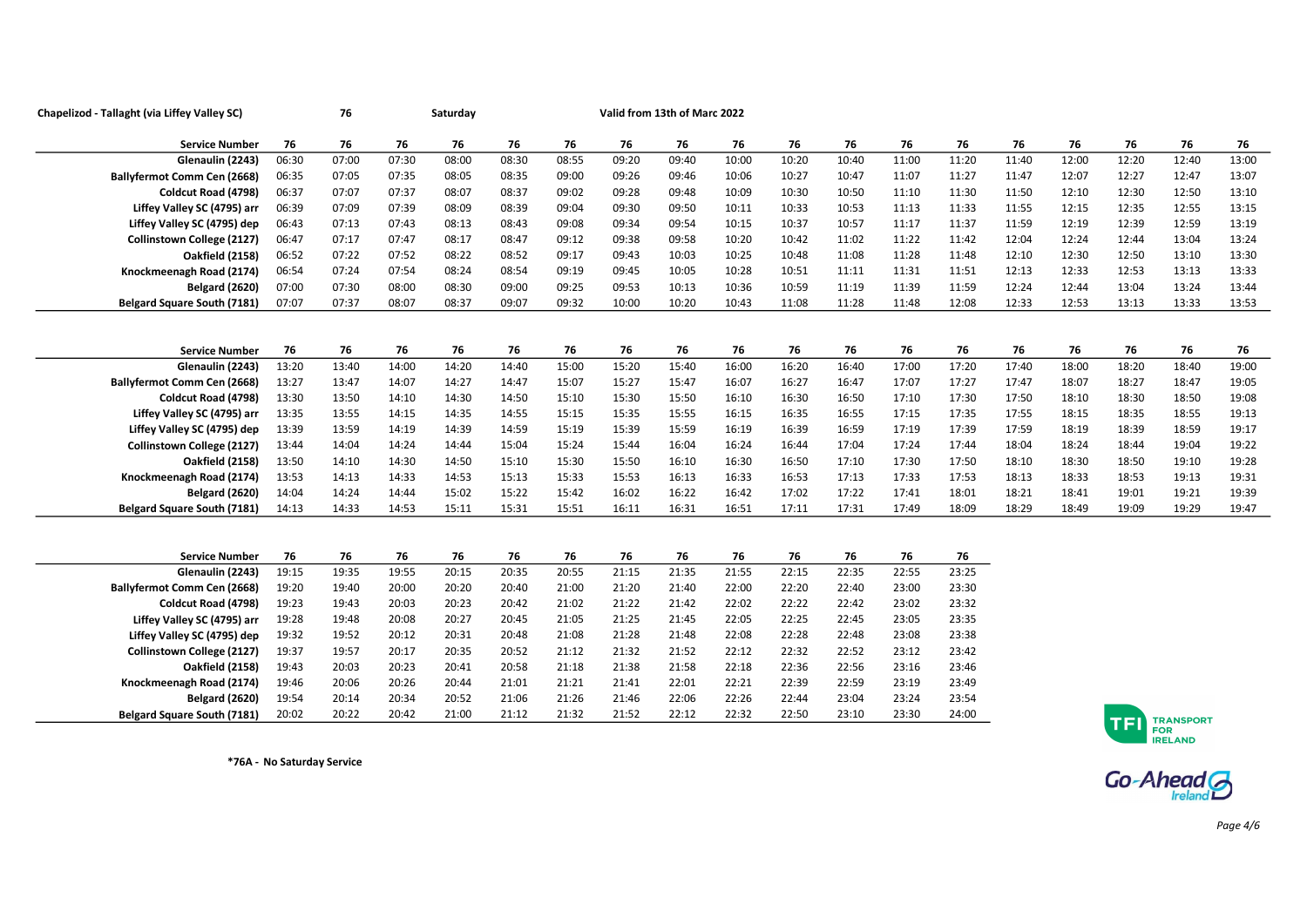**Chapelizod - Tallaght (via Liffey Valley SC)** **76** **Saturday** **Valid from 13th of Marc 2022**

| Service Number | 76 | 76 | 76 | 76 | 76 | 76 | 76 | 76 | 76 | 76 | 76 | 76 | 76 | 76 | 76 | 76 | 76 | 76 |
|---|---|---|---|---|---|---|---|---|---|---|---|---|---|---|---|---|---|---|
| Glenaulin (2243) | 06:30 | 07:00 | 07:30 | 08:00 | 08:30 | 08:55 | 09:20 | 09:40 | 10:00 | 10:20 | 10:40 | 11:00 | 11:20 | 11:40 | 12:00 | 12:20 | 12:40 | 13:00 |
| Ballyfermot Comm Cen (2668) | 06:35 | 07:05 | 07:35 | 08:05 | 08:35 | 09:00 | 09:26 | 09:46 | 10:06 | 10:27 | 10:47 | 11:07 | 11:27 | 11:47 | 12:07 | 12:27 | 12:47 | 13:07 |
| Coldcut Road (4798) | 06:37 | 07:07 | 07:37 | 08:07 | 08:37 | 09:02 | 09:28 | 09:48 | 10:09 | 10:30 | 10:50 | 11:10 | 11:30 | 11:50 | 12:10 | 12:30 | 12:50 | 13:10 |
| Liffey Valley SC (4795) arr | 06:39 | 07:09 | 07:39 | 08:09 | 08:39 | 09:04 | 09:30 | 09:50 | 10:11 | 10:33 | 10:53 | 11:13 | 11:33 | 11:55 | 12:15 | 12:35 | 12:55 | 13:15 |
| Liffey Valley SC (4795) dep | 06:43 | 07:13 | 07:43 | 08:13 | 08:43 | 09:08 | 09:34 | 09:54 | 10:15 | 10:37 | 10:57 | 11:17 | 11:37 | 11:59 | 12:19 | 12:39 | 12:59 | 13:19 |
| Collinstown College (2127) | 06:47 | 07:17 | 07:47 | 08:17 | 08:47 | 09:12 | 09:38 | 09:58 | 10:20 | 10:42 | 11:02 | 11:22 | 11:42 | 12:04 | 12:24 | 12:44 | 13:04 | 13:24 |
| Oakfield (2158) | 06:52 | 07:22 | 07:52 | 08:22 | 08:52 | 09:17 | 09:43 | 10:03 | 10:25 | 10:48 | 11:08 | 11:28 | 11:48 | 12:10 | 12:30 | 12:50 | 13:10 | 13:30 |
| Knockmeenagh Road (2174) | 06:54 | 07:24 | 07:54 | 08:24 | 08:54 | 09:19 | 09:45 | 10:05 | 10:28 | 10:51 | 11:11 | 11:31 | 11:51 | 12:13 | 12:33 | 12:53 | 13:13 | 13:33 |
| Belgard (2620) | 07:00 | 07:30 | 08:00 | 08:30 | 09:00 | 09:25 | 09:53 | 10:13 | 10:36 | 10:59 | 11:19 | 11:39 | 11:59 | 12:24 | 12:44 | 13:04 | 13:24 | 13:44 |
| Belgard Square South (7181) | 07:07 | 07:37 | 08:07 | 08:37 | 09:07 | 09:32 | 10:00 | 10:20 | 10:43 | 11:08 | 11:28 | 11:48 | 12:08 | 12:33 | 12:53 | 13:13 | 13:33 | 13:53 |

| Service Number | 76 | 76 | 76 | 76 | 76 | 76 | 76 | 76 | 76 | 76 | 76 | 76 | 76 | 76 | 76 | 76 | 76 | 76 |
|---|---|---|---|---|---|---|---|---|---|---|---|---|---|---|---|---|---|---|
| Glenaulin (2243) | 13:20 | 13:40 | 14:00 | 14:20 | 14:40 | 15:00 | 15:20 | 15:40 | 16:00 | 16:20 | 16:40 | 17:00 | 17:20 | 17:40 | 18:00 | 18:20 | 18:40 | 19:00 |
| Ballyfermot Comm Cen (2668) | 13:27 | 13:47 | 14:07 | 14:27 | 14:47 | 15:07 | 15:27 | 15:47 | 16:07 | 16:27 | 16:47 | 17:07 | 17:27 | 17:47 | 18:07 | 18:27 | 18:47 | 19:05 |
| Coldcut Road (4798) | 13:30 | 13:50 | 14:10 | 14:30 | 14:50 | 15:10 | 15:30 | 15:50 | 16:10 | 16:30 | 16:50 | 17:10 | 17:30 | 17:50 | 18:10 | 18:30 | 18:50 | 19:08 |
| Liffey Valley SC (4795) arr | 13:35 | 13:55 | 14:15 | 14:35 | 14:55 | 15:15 | 15:35 | 15:55 | 16:15 | 16:35 | 16:55 | 17:15 | 17:35 | 17:55 | 18:15 | 18:35 | 18:55 | 19:13 |
| Liffey Valley SC (4795) dep | 13:39 | 13:59 | 14:19 | 14:39 | 14:59 | 15:19 | 15:39 | 15:59 | 16:19 | 16:39 | 16:59 | 17:19 | 17:39 | 17:59 | 18:19 | 18:39 | 18:59 | 19:17 |
| Collinstown College (2127) | 13:44 | 14:04 | 14:24 | 14:44 | 15:04 | 15:24 | 15:44 | 16:04 | 16:24 | 16:44 | 17:04 | 17:24 | 17:44 | 18:04 | 18:24 | 18:44 | 19:04 | 19:22 |
| Oakfield (2158) | 13:50 | 14:10 | 14:30 | 14:50 | 15:10 | 15:30 | 15:50 | 16:10 | 16:30 | 16:50 | 17:10 | 17:30 | 17:50 | 18:10 | 18:30 | 18:50 | 19:10 | 19:28 |
| Knockmeenagh Road (2174) | 13:53 | 14:13 | 14:33 | 14:53 | 15:13 | 15:33 | 15:53 | 16:13 | 16:33 | 16:53 | 17:13 | 17:33 | 17:53 | 18:13 | 18:33 | 18:53 | 19:13 | 19:31 |
| Belgard (2620) | 14:04 | 14:24 | 14:44 | 15:02 | 15:22 | 15:42 | 16:02 | 16:22 | 16:42 | 17:02 | 17:22 | 17:41 | 18:01 | 18:21 | 18:41 | 19:01 | 19:21 | 19:39 |
| Belgard Square South (7181) | 14:13 | 14:33 | 14:53 | 15:11 | 15:31 | 15:51 | 16:11 | 16:31 | 16:51 | 17:11 | 17:31 | 17:49 | 18:09 | 18:29 | 18:49 | 19:09 | 19:29 | 19:47 |

| Service Number | 76 | 76 | 76 | 76 | 76 | 76 | 76 | 76 | 76 | 76 | 76 | 76 | 76 |
|---|---|---|---|---|---|---|---|---|---|---|---|---|---|
| Glenaulin (2243) | 19:15 | 19:35 | 19:55 | 20:15 | 20:35 | 20:55 | 21:15 | 21:35 | 21:55 | 22:15 | 22:35 | 22:55 | 23:25 |
| Ballyfermot Comm Cen (2668) | 19:20 | 19:40 | 20:00 | 20:20 | 20:40 | 21:00 | 21:20 | 21:40 | 22:00 | 22:20 | 22:40 | 23:00 | 23:30 |
| Coldcut Road (4798) | 19:23 | 19:43 | 20:03 | 20:23 | 20:42 | 21:02 | 21:22 | 21:42 | 22:02 | 22:22 | 22:42 | 23:02 | 23:32 |
| Liffey Valley SC (4795) arr | 19:28 | 19:48 | 20:08 | 20:27 | 20:45 | 21:05 | 21:25 | 21:45 | 22:05 | 22:25 | 22:45 | 23:05 | 23:35 |
| Liffey Valley SC (4795) dep | 19:32 | 19:52 | 20:12 | 20:31 | 20:48 | 21:08 | 21:28 | 21:48 | 22:08 | 22:28 | 22:48 | 23:08 | 23:38 |
| Collinstown College (2127) | 19:37 | 19:57 | 20:17 | 20:35 | 20:52 | 21:12 | 21:32 | 21:52 | 22:12 | 22:32 | 22:52 | 23:12 | 23:42 |
| Oakfield (2158) | 19:43 | 20:03 | 20:23 | 20:41 | 20:58 | 21:18 | 21:38 | 21:58 | 22:18 | 22:36 | 22:56 | 23:16 | 23:46 |
| Knockmeenagh Road (2174) | 19:46 | 20:06 | 20:26 | 20:44 | 21:01 | 21:21 | 21:41 | 22:01 | 22:21 | 22:39 | 22:59 | 23:19 | 23:49 |
| Belgard (2620) | 19:54 | 20:14 | 20:34 | 20:52 | 21:06 | 21:26 | 21:46 | 22:06 | 22:26 | 22:44 | 23:04 | 23:24 | 23:54 |
| Belgard Square South (7181) | 20:02 | 20:22 | 20:42 | 21:00 | 21:12 | 21:32 | 21:52 | 22:12 | 22:32 | 22:50 | 23:10 | 23:30 | 24:00 |

**\*76A - No Saturday Service**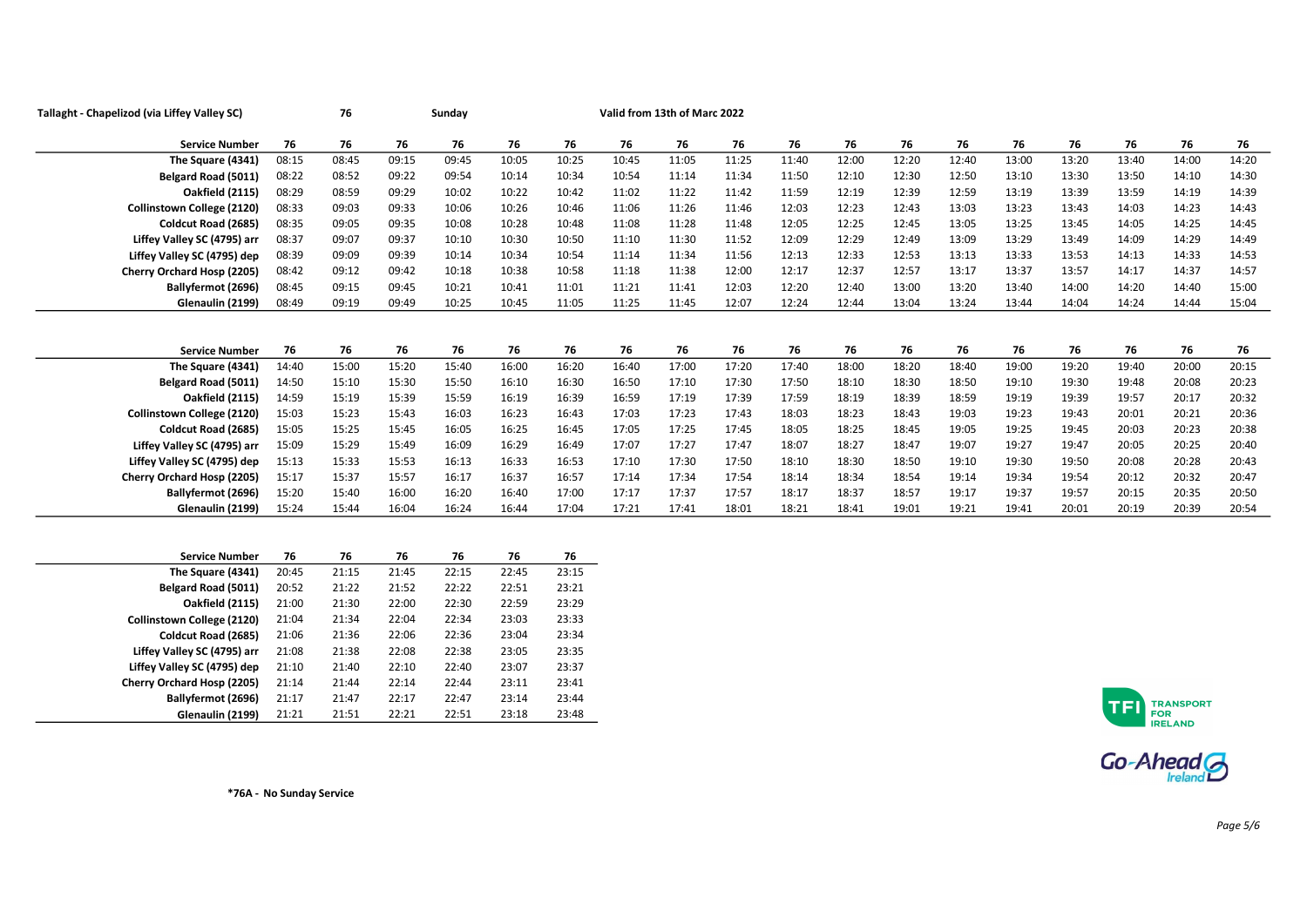**Tallaght - Chapelizod (via Liffey Valley SC)** **76** **Sunday** **Valid from 13th of Marc 2022**

| Service Number | 76 | 76 | 76 | 76 | 76 | 76 | 76 | 76 | 76 | 76 | 76 | 76 | 76 | 76 | 76 | 76 | 76 | 76 |
|---|---|---|---|---|---|---|---|---|---|---|---|---|---|---|---|---|---|---|
| The Square (4341) | 08:15 | 08:45 | 09:15 | 09:45 | 10:05 | 10:25 | 10:45 | 11:05 | 11:25 | 11:40 | 12:00 | 12:20 | 12:40 | 13:00 | 13:20 | 13:40 | 14:00 | 14:20 |
| Belgard Road (5011) | 08:22 | 08:52 | 09:22 | 09:54 | 10:14 | 10:34 | 10:54 | 11:14 | 11:34 | 11:50 | 12:10 | 12:30 | 12:50 | 13:10 | 13:30 | 13:50 | 14:10 | 14:30 |
| Oakfield (2115) | 08:29 | 08:59 | 09:29 | 10:02 | 10:22 | 10:42 | 11:02 | 11:22 | 11:42 | 11:59 | 12:19 | 12:39 | 12:59 | 13:19 | 13:39 | 13:59 | 14:19 | 14:39 |
| Collinstown College (2120) | 08:33 | 09:03 | 09:33 | 10:06 | 10:26 | 10:46 | 11:06 | 11:26 | 11:46 | 12:03 | 12:23 | 12:43 | 13:03 | 13:23 | 13:43 | 14:03 | 14:23 | 14:43 |
| Coldcut Road (2685) | 08:35 | 09:05 | 09:35 | 10:08 | 10:28 | 10:48 | 11:08 | 11:28 | 11:48 | 12:05 | 12:25 | 12:45 | 13:05 | 13:25 | 13:45 | 14:05 | 14:25 | 14:45 |
| Liffey Valley SC (4795) arr | 08:37 | 09:07 | 09:37 | 10:10 | 10:30 | 10:50 | 11:10 | 11:30 | 11:52 | 12:09 | 12:29 | 12:49 | 13:09 | 13:29 | 13:49 | 14:09 | 14:29 | 14:49 |
| Liffey Valley SC (4795) dep | 08:39 | 09:09 | 09:39 | 10:14 | 10:34 | 10:54 | 11:14 | 11:34 | 11:56 | 12:13 | 12:33 | 12:53 | 13:13 | 13:33 | 13:53 | 14:13 | 14:33 | 14:53 |
| Cherry Orchard Hosp (2205) | 08:42 | 09:12 | 09:42 | 10:18 | 10:38 | 10:58 | 11:18 | 11:38 | 12:00 | 12:17 | 12:37 | 12:57 | 13:17 | 13:37 | 13:57 | 14:17 | 14:37 | 14:57 |
| Ballyfermot (2696) | 08:45 | 09:15 | 09:45 | 10:21 | 10:41 | 11:01 | 11:21 | 11:41 | 12:03 | 12:20 | 12:40 | 13:00 | 13:20 | 13:40 | 14:00 | 14:20 | 14:40 | 15:00 |
| Glenaulin (2199) | 08:49 | 09:19 | 09:49 | 10:25 | 10:45 | 11:05 | 11:25 | 11:45 | 12:07 | 12:24 | 12:44 | 13:04 | 13:24 | 13:44 | 14:04 | 14:24 | 14:44 | 15:04 |

| Service Number | 76 | 76 | 76 | 76 | 76 | 76 | 76 | 76 | 76 | 76 | 76 | 76 | 76 | 76 | 76 | 76 | 76 | 76 |
|---|---|---|---|---|---|---|---|---|---|---|---|---|---|---|---|---|---|---|
| The Square (4341) | 14:40 | 15:00 | 15:20 | 15:40 | 16:00 | 16:20 | 16:40 | 17:00 | 17:20 | 17:40 | 18:00 | 18:20 | 18:40 | 19:00 | 19:20 | 19:40 | 20:00 | 20:15 |
| Belgard Road (5011) | 14:50 | 15:10 | 15:30 | 15:50 | 16:10 | 16:30 | 16:50 | 17:10 | 17:30 | 17:50 | 18:10 | 18:30 | 18:50 | 19:10 | 19:30 | 19:48 | 20:08 | 20:23 |
| Oakfield (2115) | 14:59 | 15:19 | 15:39 | 15:59 | 16:19 | 16:39 | 16:59 | 17:19 | 17:39 | 17:59 | 18:19 | 18:39 | 18:59 | 19:19 | 19:39 | 19:57 | 20:17 | 20:32 |
| Collinstown College (2120) | 15:03 | 15:23 | 15:43 | 16:03 | 16:23 | 16:43 | 17:03 | 17:23 | 17:43 | 18:03 | 18:23 | 18:43 | 19:03 | 19:23 | 19:43 | 20:01 | 20:21 | 20:36 |
| Coldcut Road (2685) | 15:05 | 15:25 | 15:45 | 16:05 | 16:25 | 16:45 | 17:05 | 17:25 | 17:45 | 18:05 | 18:25 | 18:45 | 19:05 | 19:25 | 19:45 | 20:03 | 20:23 | 20:38 |
| Liffey Valley SC (4795) arr | 15:09 | 15:29 | 15:49 | 16:09 | 16:29 | 16:49 | 17:07 | 17:27 | 17:47 | 18:07 | 18:27 | 18:47 | 19:07 | 19:27 | 19:47 | 20:05 | 20:25 | 20:40 |
| Liffey Valley SC (4795) dep | 15:13 | 15:33 | 15:53 | 16:13 | 16:33 | 16:53 | 17:10 | 17:30 | 17:50 | 18:10 | 18:30 | 18:50 | 19:10 | 19:30 | 19:50 | 20:08 | 20:28 | 20:43 |
| Cherry Orchard Hosp (2205) | 15:17 | 15:37 | 15:57 | 16:17 | 16:37 | 16:57 | 17:14 | 17:34 | 17:54 | 18:14 | 18:34 | 18:54 | 19:14 | 19:34 | 19:54 | 20:12 | 20:32 | 20:47 |
| Ballyfermot (2696) | 15:20 | 15:40 | 16:00 | 16:20 | 16:40 | 17:00 | 17:17 | 17:37 | 17:57 | 18:17 | 18:37 | 18:57 | 19:17 | 19:37 | 19:57 | 20:15 | 20:35 | 20:50 |
| Glenaulin (2199) | 15:24 | 15:44 | 16:04 | 16:24 | 16:44 | 17:04 | 17:21 | 17:41 | 18:01 | 18:21 | 18:41 | 19:01 | 19:21 | 19:41 | 20:01 | 20:19 | 20:39 | 20:54 |

| Service Number | 76 | 76 | 76 | 76 | 76 | 76 |
|---|---|---|---|---|---|---|
| The Square (4341) | 20:45 | 21:15 | 21:45 | 22:15 | 22:45 | 23:15 |
| Belgard Road (5011) | 20:52 | 21:22 | 21:52 | 22:22 | 22:51 | 23:21 |
| Oakfield (2115) | 21:00 | 21:30 | 22:00 | 22:30 | 22:59 | 23:29 |
| Collinstown College (2120) | 21:04 | 21:34 | 22:04 | 22:34 | 23:03 | 23:33 |
| Coldcut Road (2685) | 21:06 | 21:36 | 22:06 | 22:36 | 23:04 | 23:34 |
| Liffey Valley SC (4795) arr | 21:08 | 21:38 | 22:08 | 22:38 | 23:05 | 23:35 |
| Liffey Valley SC (4795) dep | 21:10 | 21:40 | 22:10 | 22:40 | 23:07 | 23:37 |
| Cherry Orchard Hosp (2205) | 21:14 | 21:44 | 22:14 | 22:44 | 23:11 | 23:41 |
| Ballyfermot (2696) | 21:17 | 21:47 | 22:17 | 22:47 | 23:14 | 23:44 |
| Glenaulin (2199) | 21:21 | 21:51 | 22:21 | 22:51 | 23:18 | 23:48 |

**\*76A - No Sunday Service**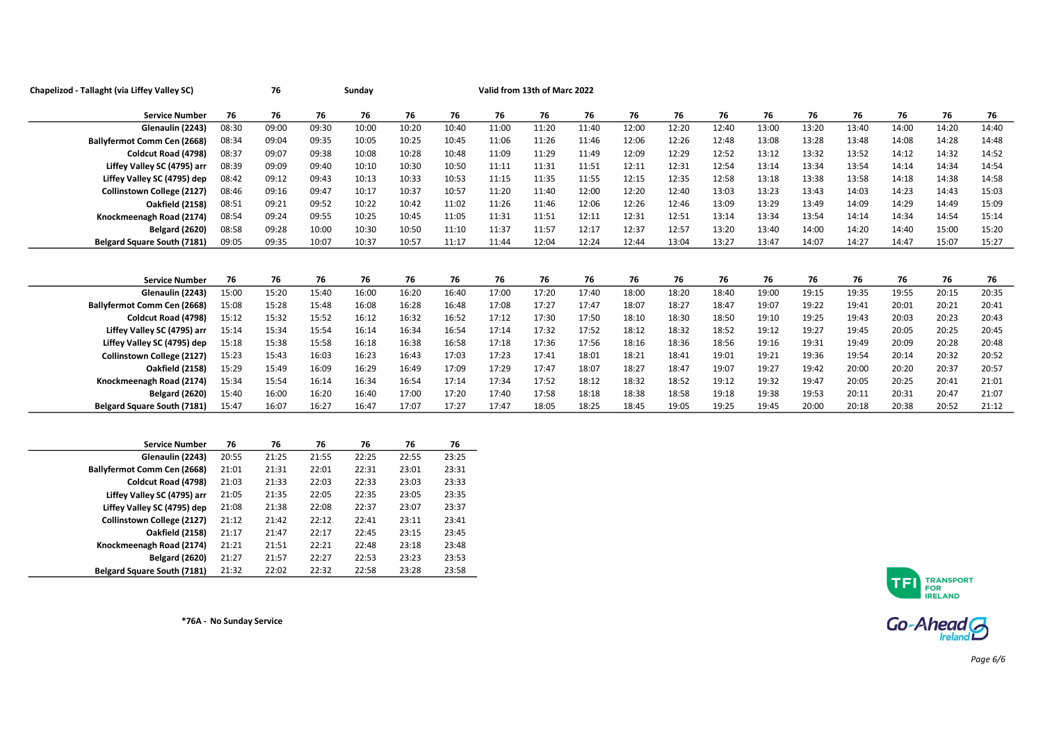**Chapelizod - Tallaght (via Liffey Valley SC)** **76** **Sunday** **Valid from 13th of Marc 2022**

| Service Number | 76 | 76 | 76 | 76 | 76 | 76 | 76 | 76 | 76 | 76 | 76 | 76 | 76 | 76 | 76 | 76 | 76 | 76 |
|---|---|---|---|---|---|---|---|---|---|---|---|---|---|---|---|---|---|---|
| Glenaulin (2243) | 08:30 | 09:00 | 09:30 | 10:00 | 10:20 | 10:40 | 11:00 | 11:20 | 11:40 | 12:00 | 12:20 | 12:40 | 13:00 | 13:20 | 13:40 | 14:00 | 14:20 | 14:40 |
| Ballyfermot Comm Cen (2668) | 08:34 | 09:04 | 09:35 | 10:05 | 10:25 | 10:45 | 11:06 | 11:26 | 11:46 | 12:06 | 12:26 | 12:48 | 13:08 | 13:28 | 13:48 | 14:08 | 14:28 | 14:48 |
| Coldcut Road (4798) | 08:37 | 09:07 | 09:38 | 10:08 | 10:28 | 10:48 | 11:09 | 11:29 | 11:49 | 12:09 | 12:29 | 12:52 | 13:12 | 13:32 | 13:52 | 14:12 | 14:32 | 14:52 |
| Liffey Valley SC (4795) arr | 08:39 | 09:09 | 09:40 | 10:10 | 10:30 | 10:50 | 11:11 | 11:31 | 11:51 | 12:11 | 12:31 | 12:54 | 13:14 | 13:34 | 13:54 | 14:14 | 14:34 | 14:54 |
| Liffey Valley SC (4795) dep | 08:42 | 09:12 | 09:43 | 10:13 | 10:33 | 10:53 | 11:15 | 11:35 | 11:55 | 12:15 | 12:35 | 12:58 | 13:18 | 13:38 | 13:58 | 14:18 | 14:38 | 14:58 |
| Collinstown College (2127) | 08:46 | 09:16 | 09:47 | 10:17 | 10:37 | 10:57 | 11:20 | 11:40 | 12:00 | 12:20 | 12:40 | 13:03 | 13:23 | 13:43 | 14:03 | 14:23 | 14:43 | 15:03 |
| Oakfield (2158) | 08:51 | 09:21 | 09:52 | 10:22 | 10:42 | 11:02 | 11:26 | 11:46 | 12:06 | 12:26 | 12:46 | 13:09 | 13:29 | 13:49 | 14:09 | 14:29 | 14:49 | 15:09 |
| Knockmeenagh Road (2174) | 08:54 | 09:24 | 09:55 | 10:25 | 10:45 | 11:05 | 11:31 | 11:51 | 12:11 | 12:31 | 12:51 | 13:14 | 13:34 | 13:54 | 14:14 | 14:34 | 14:54 | 15:14 |
| Belgard (2620) | 08:58 | 09:28 | 10:00 | 10:30 | 10:50 | 11:10 | 11:37 | 11:57 | 12:17 | 12:37 | 12:57 | 13:20 | 13:40 | 14:00 | 14:20 | 14:40 | 15:00 | 15:20 |
| Belgard Square South (7181) | 09:05 | 09:35 | 10:07 | 10:37 | 10:57 | 11:17 | 11:44 | 12:04 | 12:24 | 12:44 | 13:04 | 13:27 | 13:47 | 14:07 | 14:27 | 14:47 | 15:07 | 15:27 |

| Service Number | 76 | 76 | 76 | 76 | 76 | 76 | 76 | 76 | 76 | 76 | 76 | 76 | 76 | 76 | 76 | 76 | 76 | 76 |
|---|---|---|---|---|---|---|---|---|---|---|---|---|---|---|---|---|---|---|
| Glenaulin (2243) | 15:00 | 15:20 | 15:40 | 16:00 | 16:20 | 16:40 | 17:00 | 17:20 | 17:40 | 18:00 | 18:20 | 18:40 | 19:00 | 19:15 | 19:35 | 19:55 | 20:15 | 20:35 |
| Ballyfermot Comm Cen (2668) | 15:08 | 15:28 | 15:48 | 16:08 | 16:28 | 16:48 | 17:08 | 17:27 | 17:47 | 18:07 | 18:27 | 18:47 | 19:07 | 19:22 | 19:41 | 20:01 | 20:21 | 20:41 |
| Coldcut Road (4798) | 15:12 | 15:32 | 15:52 | 16:12 | 16:32 | 16:52 | 17:12 | 17:30 | 17:50 | 18:10 | 18:30 | 18:50 | 19:10 | 19:25 | 19:43 | 20:03 | 20:23 | 20:43 |
| Liffey Valley SC (4795) arr | 15:14 | 15:34 | 15:54 | 16:14 | 16:34 | 16:54 | 17:14 | 17:32 | 17:52 | 18:12 | 18:32 | 18:52 | 19:12 | 19:27 | 19:45 | 20:05 | 20:25 | 20:45 |
| Liffey Valley SC (4795) dep | 15:18 | 15:38 | 15:58 | 16:18 | 16:38 | 16:58 | 17:18 | 17:36 | 17:56 | 18:16 | 18:36 | 18:56 | 19:16 | 19:31 | 19:49 | 20:09 | 20:28 | 20:48 |
| Collinstown College (2127) | 15:23 | 15:43 | 16:03 | 16:23 | 16:43 | 17:03 | 17:23 | 17:41 | 18:01 | 18:21 | 18:41 | 19:01 | 19:21 | 19:36 | 19:54 | 20:14 | 20:32 | 20:52 |
| Oakfield (2158) | 15:29 | 15:49 | 16:09 | 16:29 | 16:49 | 17:09 | 17:29 | 17:47 | 18:07 | 18:27 | 18:47 | 19:07 | 19:27 | 19:42 | 20:00 | 20:20 | 20:37 | 20:57 |
| Knockmeenagh Road (2174) | 15:34 | 15:54 | 16:14 | 16:34 | 16:54 | 17:14 | 17:34 | 17:52 | 18:12 | 18:32 | 18:52 | 19:12 | 19:32 | 19:47 | 20:05 | 20:25 | 20:41 | 21:01 |
| Belgard (2620) | 15:40 | 16:00 | 16:20 | 16:40 | 17:00 | 17:20 | 17:40 | 17:58 | 18:18 | 18:38 | 18:58 | 19:18 | 19:38 | 19:53 | 20:11 | 20:31 | 20:47 | 21:07 |
| Belgard Square South (7181) | 15:47 | 16:07 | 16:27 | 16:47 | 17:07 | 17:27 | 17:47 | 18:05 | 18:25 | 18:45 | 19:05 | 19:25 | 19:45 | 20:00 | 20:18 | 20:38 | 20:52 | 21:12 |

| Service Number | 76 | 76 | 76 | 76 | 76 | 76 |
|---|---|---|---|---|---|---|
| Glenaulin (2243) | 20:55 | 21:25 | 21:55 | 22:25 | 22:55 | 23:25 |
| Ballyfermot Comm Cen (2668) | 21:01 | 21:31 | 22:01 | 22:31 | 23:01 | 23:31 |
| Coldcut Road (4798) | 21:03 | 21:33 | 22:03 | 22:33 | 23:03 | 23:33 |
| Liffey Valley SC (4795) arr | 21:05 | 21:35 | 22:05 | 22:35 | 23:05 | 23:35 |
| Liffey Valley SC (4795) dep | 21:08 | 21:38 | 22:08 | 22:37 | 23:07 | 23:37 |
| Collinstown College (2127) | 21:12 | 21:42 | 22:12 | 22:41 | 23:11 | 23:41 |
| Oakfield (2158) | 21:17 | 21:47 | 22:17 | 22:45 | 23:15 | 23:45 |
| Knockmeenagh Road (2174) | 21:21 | 21:51 | 22:21 | 22:48 | 23:18 | 23:48 |
| Belgard (2620) | 21:27 | 21:57 | 22:27 | 22:53 | 23:23 | 23:53 |
| Belgard Square South (7181) | 21:32 | 22:02 | 22:32 | 22:58 | 23:28 | 23:58 |

**\*76A - No Sunday Service**

TFI TRANSPORT FOR IRELAND

Go-Ahead Ireland